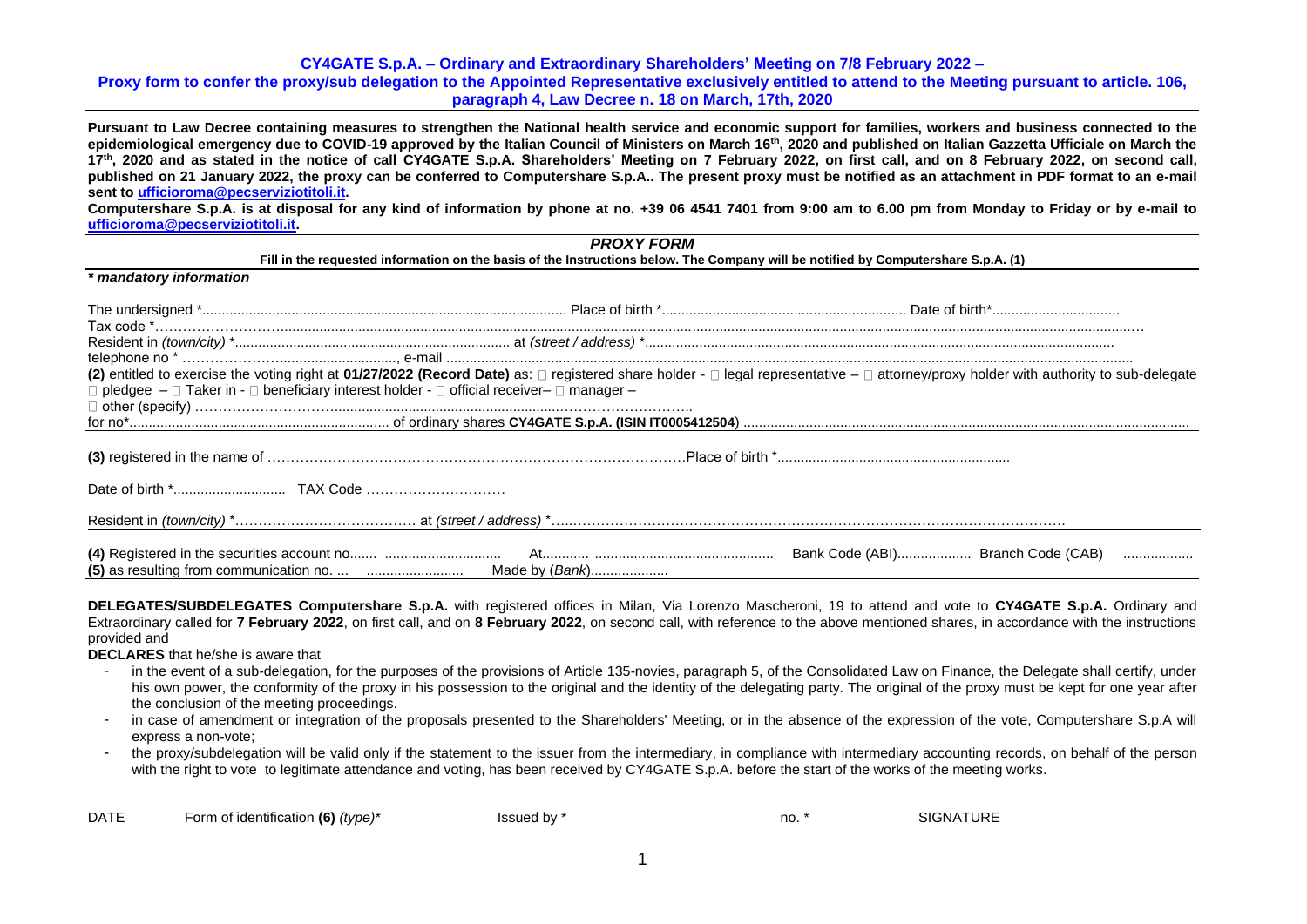**CY4GATE S.p.A. – Ordinary and Extraordinary Shareholders' Meeting on 7/8 February 2022 –**

**Proxy form to confer the proxy/sub delegation to the Appointed Representative exclusively entitled to attend to the Meeting pursuant to article. 106, paragraph 4, Law Decree n. 18 on March, 17th, 2020**

**Pursuant to Law Decree containing measures to strengthen the National health service and economic support for families, workers and business connected to the epidemiological emergency due to COVID-19 approved by the Italian Council of Ministers on March 16th, 2020 and published on Italian Gazzetta Ufficiale on March the 17th, 2020 and as stated in the notice of call CY4GATE S.p.A. Shareholders' Meeting on 7 February 2022, on first call, and on 8 February 2022, on second call, published on 21 January 2022, the proxy can be conferred to Computershare S.p.A.. The present proxy must be notified as an attachment in PDF format to an e-mail sent to ufficioroma@pecserviziotitoli.it.**

**Computershare S.p.A. is at disposal for any kind of information by phone at no. +39 06 4541 7401 from 9:00 am to 6.00 pm from Monday to Friday or by e-mail to ufficioroma@pecserviziotitoli.it.**

## *PROXY FORM*

**Fill in the requested information on the basis of the Instructions below. The Company will be notified by Computershare S.p.A. (1)**

***\* mandatory information***

The undersigned \*............................................................ Place of birth \*............................................................ Date of birth\*..............................

Tax code \*..........................................................................................................................................................................................

Resident in *(town/city)* \*.......................................................... at *(street / address)* \*..........................................................................................

telephone no \* ..................................., e-mail ..........................................................................................................................................

**(2)** entitled to exercise the voting right at **01/27/2022 (Record Date)** as: □ registered share holder - □ legal representative – □ attorney/proxy holder with authority to sub-delegate □ pledgee – □ Taker in - □ beneficiary interest holder - □ official receiver– □ manager –

□ other (specify) ..................................................................................

for no\*.......................................................... of ordinary shares **CY4GATE S.p.A. (ISIN IT0005412504**) ..........................................................................

**(3)** registered in the name of ..........................................................................................Place of birth \*.......................................................

Date of birth \*............................ TAX Code ..............................

Resident in *(town/city)* \*...................................... at *(street / address)* \*..........................................................................................................

**(4)** Registered in the securities account no....... .............................. At............ .............................................. Bank Code (ABI).................. Branch Code (CAB) ..................

**(5)** as resulting from communication no. ... ......................... Made by (*Bank*)....................

**DELEGATES/SUBDELEGATES Computershare S.p.A.** with registered offices in Milan, Via Lorenzo Mascheroni, 19 to attend and vote to **CY4GATE S.p.A.** Ordinary and Extraordinary called for **7 February 2022**, on first call, and on **8 February 2022**, on second call, with reference to the above mentioned shares, in accordance with the instructions provided and

**DECLARES** that he/she is aware that

- in the event of a sub-delegation, for the purposes of the provisions of Article 135-novies, paragraph 5, of the Consolidated Law on Finance, the Delegate shall certify, under his own power, the conformity of the proxy in his possession to the original and the identity of the delegating party. The original of the proxy must be kept for one year after the conclusion of the meeting proceedings.
- in case of amendment or integration of the proposals presented to the Shareholders' Meeting, or in the absence of the expression of the vote, Computershare S.p.A will express a non-vote;
- the proxy/subdelegation will be valid only if the statement to the issuer from the intermediary, in compliance with intermediary accounting records, on behalf of the person with the right to vote to legitimate attendance and voting, has been received by CY4GATE S.p.A. before the start of the works of the meeting works.

| DATE | Form of identification **(6)** *(type)*\* | Issued by \* | no. \* | SIGNATURE |
|---|---|---|---|---|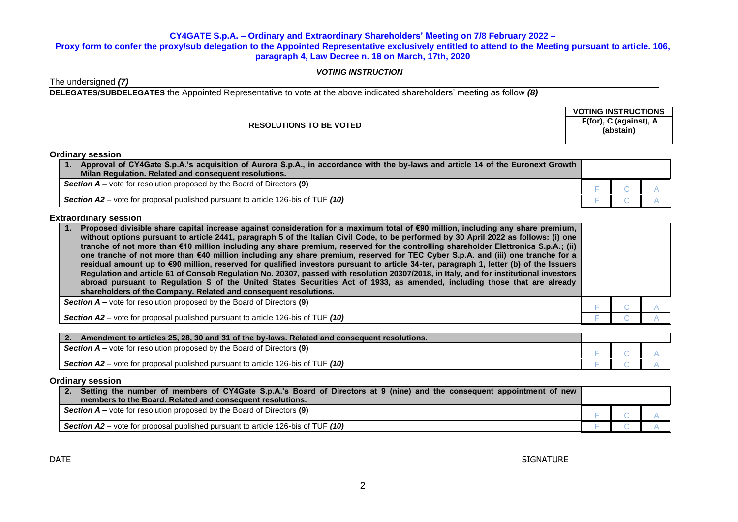**CY4GATE S.p.A. – Ordinary and Extraordinary Shareholders' Meeting on 7/8 February 2022 –**
**Proxy form to confer the proxy/sub delegation to the Appointed Representative exclusively entitled to attend to the Meeting pursuant to article. 106, paragraph 4, Law Decree n. 18 on March, 17th, 2020**

***VOTING INSTRUCTION***

The undersigned ***(7)***

**DELEGATES/SUBDELEGATES** the Appointed Representative to vote at the above indicated shareholders' meeting as follow ***(8)***

| RESOLUTIONS TO BE VOTED | VOTING INSTRUCTIONS F(for), C (against), A (abstain) | | |
|---|---|---|---|

**Ordinary session**

| **1. Approval of CY4Gate S.p.A.'s acquisition of Aurora S.p.A., in accordance with the by-laws and article 14 of the Euronext Growth Milan Regulation. Related and consequent resolutions.** | | | |
|---|---|---|---|
| ***Section A*** **–** vote for resolution proposed by the Board of Directors **(9)** | F | C | A |
| ***Section A2*** – vote for proposal published pursuant to article 126-bis of TUF ***(10)*** | F | C | A |

**Extraordinary session**

| **1. Proposed divisible share capital increase against consideration for a maximum total of €90 million, including any share premium, without options pursuant to article 2441, paragraph 5 of the Italian Civil Code, to be performed by 30 April 2022 as follows: (i) one tranche of not more than €10 million including any share premium, reserved for the controlling shareholder Elettronica S.p.A.; (ii) one tranche of not more than €40 million including any share premium, reserved for TEC Cyber S.p.A. and (iii) one tranche for a residual amount up to €90 million, reserved for qualified investors pursuant to article 34-ter, paragraph 1, letter (b) of the Issuers Regulation and article 61 of Consob Regulation No. 20307, passed with resolution 20307/2018, in Italy, and for institutional investors abroad pursuant to Regulation S of the United States Securities Act of 1933, as amended, including those that are already shareholders of the Company. Related and consequent resolutions.** | | | |
|---|---|---|---|
| ***Section A*** **–** vote for resolution proposed by the Board of Directors **(9)** | F | C | A |
| ***Section A2*** – vote for proposal published pursuant to article 126-bis of TUF ***(10)*** | F | C | A |

| **2. Amendment to articles 25, 28, 30 and 31 of the by-laws. Related and consequent resolutions.** | | | |
|---|---|---|---|
| ***Section A*** **–** vote for resolution proposed by the Board of Directors **(9)** | F | C | A |
| ***Section A2*** – vote for proposal published pursuant to article 126-bis of TUF ***(10)*** | F | C | A |

**Ordinary session**

| **2. Setting the number of members of CY4Gate S.p.A.'s Board of Directors at 9 (nine) and the consequent appointment of new members to the Board. Related and consequent resolutions.** | | | |
|---|---|---|---|
| ***Section A*** **–** vote for resolution proposed by the Board of Directors **(9)** | F | C | A |
| ***Section A2*** – vote for proposal published pursuant to article 126-bis of TUF ***(10)*** | F | C | A |

DATE SIGNATURE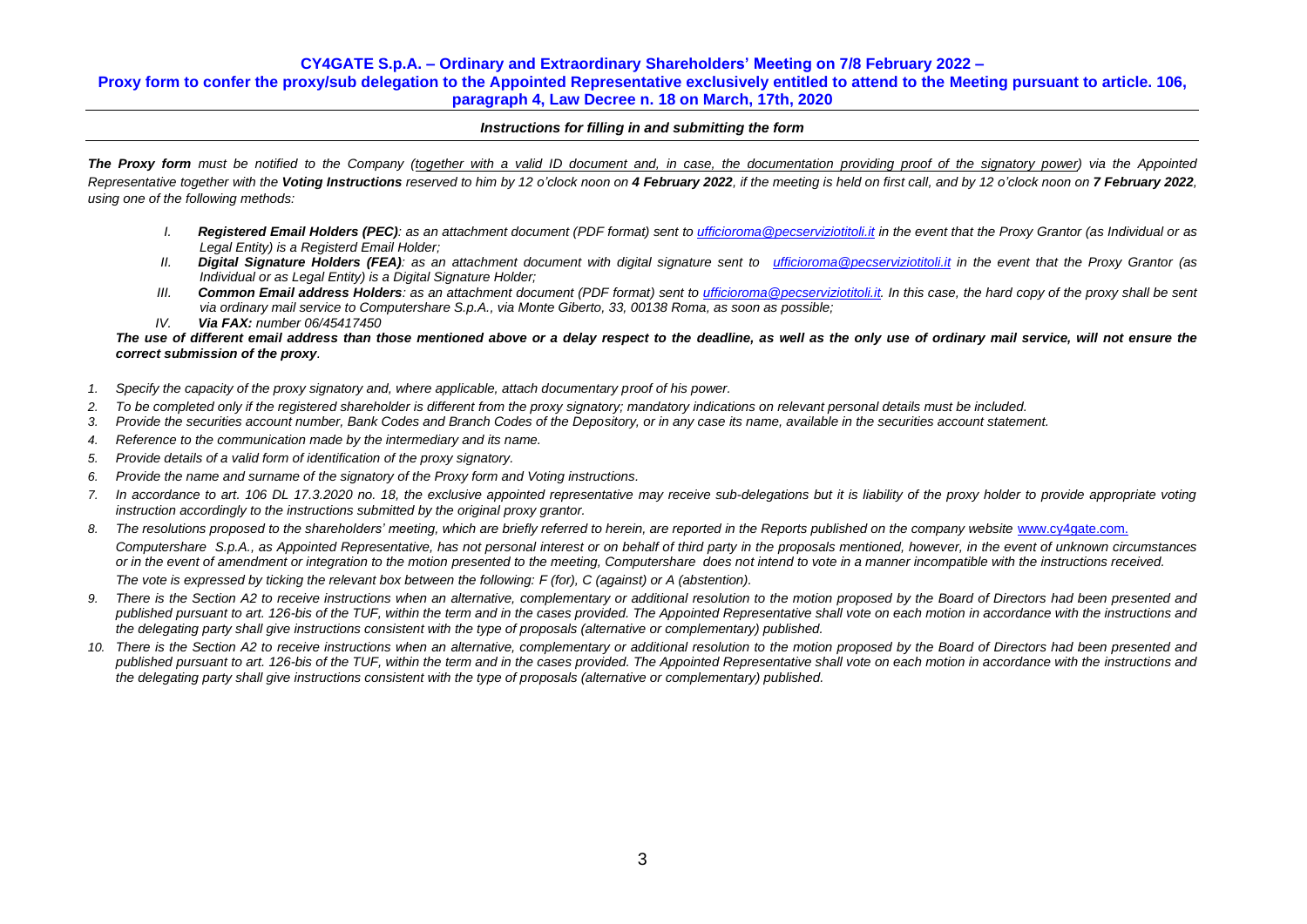**CY4GATE S.p.A. – Ordinary and Extraordinary Shareholders' Meeting on 7/8 February 2022 –**
**Proxy form to confer the proxy/sub delegation to the Appointed Representative exclusively entitled to attend to the Meeting pursuant to article. 106, paragraph 4, Law Decree n. 18 on March, 17th, 2020**

### *Instructions for filling in and submitting the form*

***The Proxy form*** *must be notified to the Company (together with a valid ID document and, in case, the documentation providing proof of the signatory power) via the Appointed Representative together with the **Voting Instructions** reserved to him by 12 o'clock noon on **4 February 2022**, if the meeting is held on first call, and by 12 o'clock noon on **7 February 2022**, using one of the following methods:*

- *I. **Registered Email Holders (PEC)**: as an attachment document (PDF format) sent to ufficioroma@pecserviziotitoli.it in the event that the Proxy Grantor (as Individual or as Legal Entity) is a Registerd Email Holder;*
- *II. **Digital Signature Holders (FEA)**: as an attachment document with digital signature sent to ufficioroma@pecserviziotitoli.it in the event that the Proxy Grantor (as Individual or as Legal Entity) is a Digital Signature Holder;*
- *III. **Common Email address Holders**: as an attachment document (PDF format) sent to ufficioroma@pecserviziotitoli.it. In this case, the hard copy of the proxy shall be sent via ordinary mail service to Computershare S.p.A., via Monte Giberto, 33, 00138 Roma, as soon as possible;*
- *IV. **Via FAX:** number 06/45417450*

***The use of different email address than those mentioned above or a delay respect to the deadline, as well as the only use of ordinary mail service, will not ensure the correct submission of the proxy**.*

1. *Specify the capacity of the proxy signatory and, where applicable, attach documentary proof of his power.*
2. *To be completed only if the registered shareholder is different from the proxy signatory; mandatory indications on relevant personal details must be included.*
3. *Provide the securities account number, Bank Codes and Branch Codes of the Depository, or in any case its name, available in the securities account statement.*
4. *Reference to the communication made by the intermediary and its name.*
5. *Provide details of a valid form of identification of the proxy signatory.*
6. *Provide the name and surname of the signatory of the Proxy form and Voting instructions.*
7. *In accordance to art. 106 DL 17.3.2020 no. 18, the exclusive appointed representative may receive sub-delegations but it is liability of the proxy holder to provide appropriate voting instruction accordingly to the instructions submitted by the original proxy grantor.*
8. *The resolutions proposed to the shareholders' meeting, which are briefly referred to herein, are reported in the Reports published on the company website www.cy4gate.com.*
   *Computershare S.p.A., as Appointed Representative, has not personal interest or on behalf of third party in the proposals mentioned, however, in the event of unknown circumstances or in the event of amendment or integration to the motion presented to the meeting, Computershare does not intend to vote in a manner incompatible with the instructions received.*
   *The vote is expressed by ticking the relevant box between the following: F (for), C (against) or A (abstention).*
9. *There is the Section A2 to receive instructions when an alternative, complementary or additional resolution to the motion proposed by the Board of Directors had been presented and published pursuant to art. 126-bis of the TUF, within the term and in the cases provided. The Appointed Representative shall vote on each motion in accordance with the instructions and the delegating party shall give instructions consistent with the type of proposals (alternative or complementary) published.*
10. *There is the Section A2 to receive instructions when an alternative, complementary or additional resolution to the motion proposed by the Board of Directors had been presented and published pursuant to art. 126-bis of the TUF, within the term and in the cases provided. The Appointed Representative shall vote on each motion in accordance with the instructions and the delegating party shall give instructions consistent with the type of proposals (alternative or complementary) published.*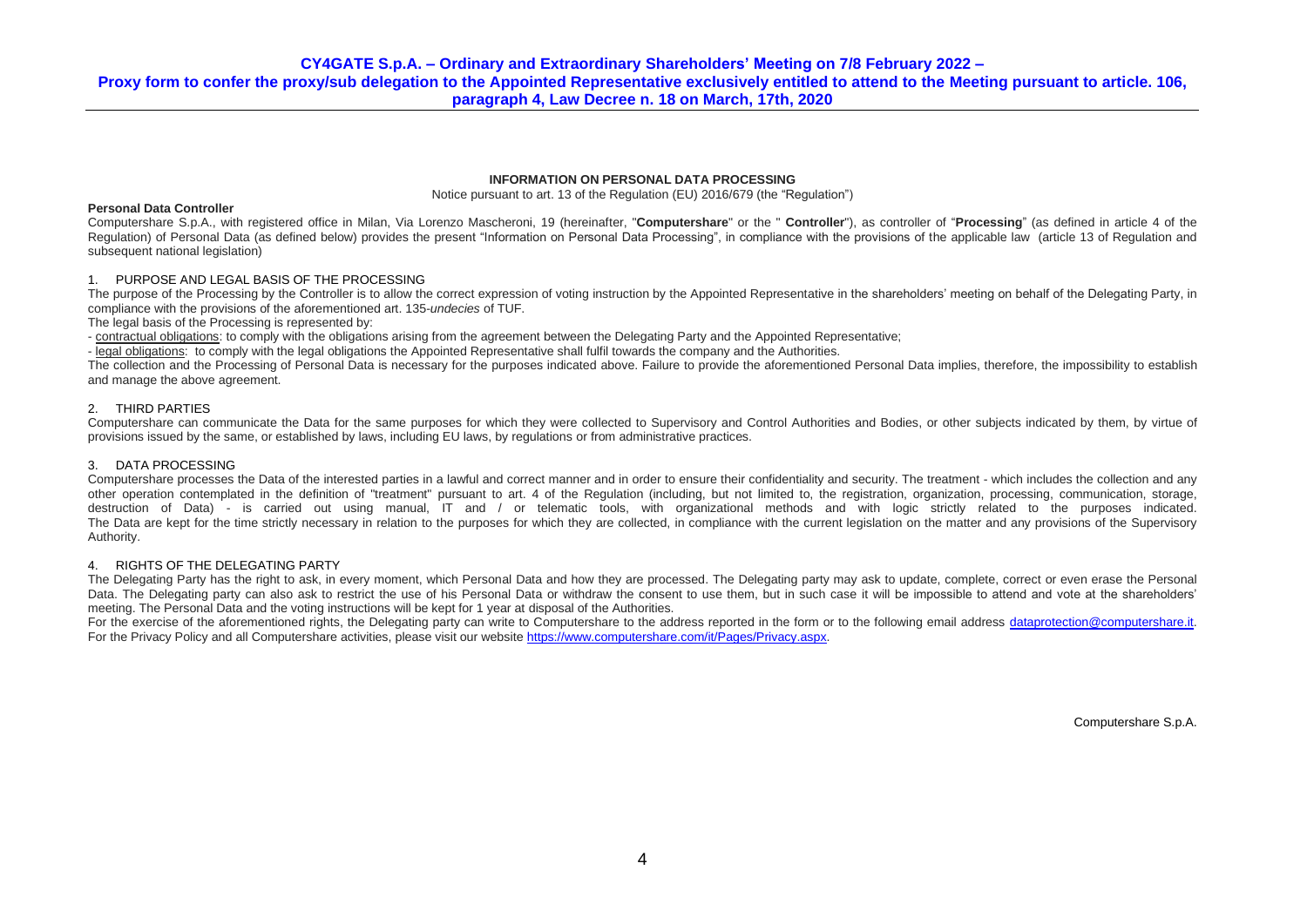## INFORMATION ON PERSONAL DATA PROCESSING

Notice pursuant to art. 13 of the Regulation (EU) 2016/679 (the "Regulation")

**Personal Data Controller**

Computershare S.p.A., with registered office in Milan, Via Lorenzo Mascheroni, 19 (hereinafter, "**Computershare**" or the " **Controller**"), as controller of "**Processing**" (as defined in article 4 of the Regulation) of Personal Data (as defined below) provides the present "Information on Personal Data Processing", in compliance with the provisions of the applicable law (article 13 of Regulation and subsequent national legislation)

1. PURPOSE AND LEGAL BASIS OF THE PROCESSING

The purpose of the Processing by the Controller is to allow the correct expression of voting instruction by the Appointed Representative in the shareholders' meeting on behalf of the Delegating Party, in compliance with the provisions of the aforementioned art. 135-*undecies* of TUF.

The legal basis of the Processing is represented by:

- contractual obligations: to comply with the obligations arising from the agreement between the Delegating Party and the Appointed Representative;
- legal obligations: to comply with the legal obligations the Appointed Representative shall fulfil towards the company and the Authorities.

The collection and the Processing of Personal Data is necessary for the purposes indicated above. Failure to provide the aforementioned Personal Data implies, therefore, the impossibility to establish and manage the above agreement.

2. THIRD PARTIES

Computershare can communicate the Data for the same purposes for which they were collected to Supervisory and Control Authorities and Bodies, or other subjects indicated by them, by virtue of provisions issued by the same, or established by laws, including EU laws, by regulations or from administrative practices.

3. DATA PROCESSING

Computershare processes the Data of the interested parties in a lawful and correct manner and in order to ensure their confidentiality and security. The treatment - which includes the collection and any other operation contemplated in the definition of "treatment" pursuant to art. 4 of the Regulation (including, but not limited to, the registration, organization, processing, communication, storage, destruction of Data) - is carried out using manual, IT and / or telematic tools, with organizational methods and with logic strictly related to the purposes indicated. The Data are kept for the time strictly necessary in relation to the purposes for which they are collected, in compliance with the current legislation on the matter and any provisions of the Supervisory Authority.

4. RIGHTS OF THE DELEGATING PARTY

The Delegating Party has the right to ask, in every moment, which Personal Data and how they are processed. The Delegating party may ask to update, complete, correct or even erase the Personal Data. The Delegating party can also ask to restrict the use of his Personal Data or withdraw the consent to use them, but in such case it will be impossible to attend and vote at the shareholders' meeting. The Personal Data and the voting instructions will be kept for 1 year at disposal of the Authorities.

For the exercise of the aforementioned rights, the Delegating party can write to Computershare to the address reported in the form or to the following email address dataprotection@computershare.it. For the Privacy Policy and all Computershare activities, please visit our website https://www.computershare.com/it/Pages/Privacy.aspx.

Computershare S.p.A.